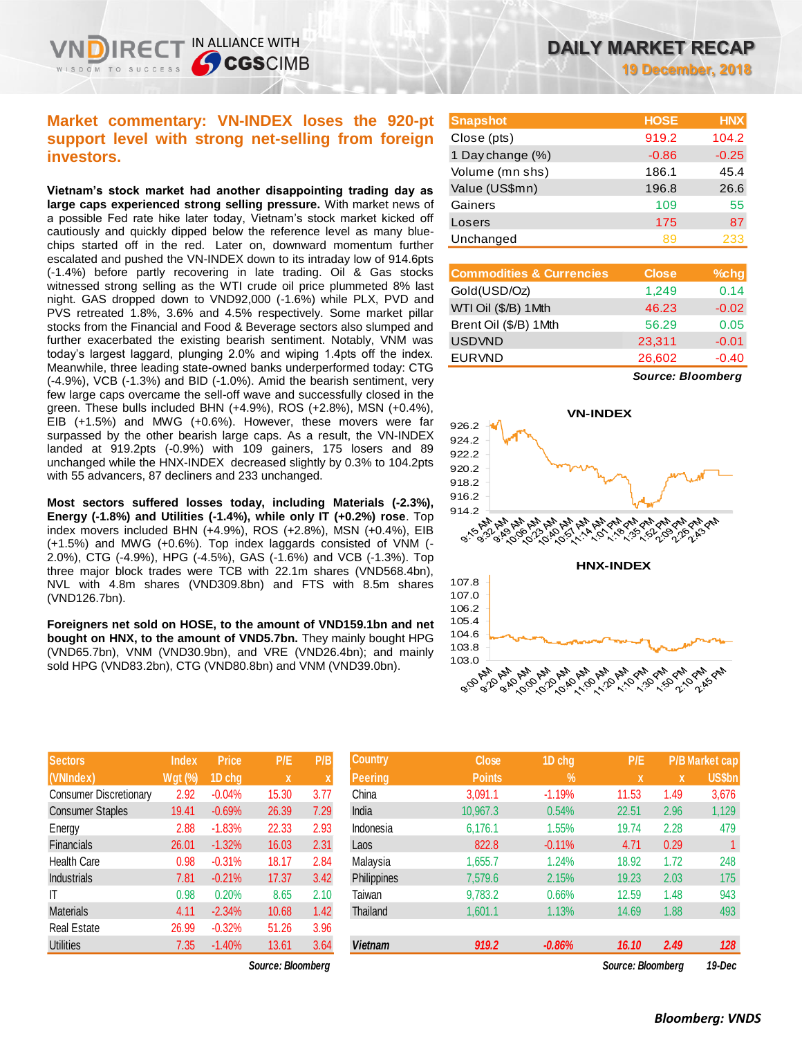# DAILY MARKET RECAP

**19 December, 2018**

## Market commentary: VN-INDEX loses the 920-pt support level with strong net-selling from foreign investors.

**Vietnam's stock market had another disappointing trading day as large caps experienced strong selling pressure.** With market news of a possible Fed rate hike later today, Vietnam's stock market kicked off cautiously and quickly dipped below the reference level as many blue-chips started off in the red. Later on, downward momentum further escalated and pushed the VN-INDEX down to its intraday low of 914.6pts (-1.4%) before partly recovering in late trading. Oil & Gas stocks witnessed strong selling as the WTI crude oil price plummeted 8% last night. GAS dropped down to VND92,000 (-1.6%) while PLX, PVD and PVS retreated 1.8%, 3.6% and 4.5% respectively. Some market pillar stocks from the Financial and Food & Beverage sectors also slumped and further exacerbated the existing bearish sentiment. Notably, VNM was today's largest laggard, plunging 2.0% and wiping 1.4pts off the index. Meanwhile, three leading state-owned banks underperformed today: CTG (-4.9%), VCB (-1.3%) and BID (-1.0%). Amid the bearish sentiment, very few large caps overcame the sell-off wave and successfully closed in the green. These bulls included BHN (+4.9%), ROS (+2.8%), MSN (+0.4%), EIB (+1.5%) and MWG (+0.6%). However, these movers were far surpassed by the other bearish large caps. As a result, the VN-INDEX landed at 919.2pts (-0.9%) with 109 gainers, 175 losers and 89 unchanged while the HNX-INDEX decreased slightly by 0.3% to 104.2pts with 55 advancers, 87 decliners and 233 unchanged.

**Most sectors suffered losses today, including Materials (-2.3%), Energy (-1.8%) and Utilities (-1.4%), while only IT (+0.2%) rose.** Top index movers included BHN (+4.9%), ROS (+2.8%), MSN (+0.4%), EIB (+1.5%) and MWG (+0.6%). Top index laggards consisted of VNM (-2.0%), CTG (-4.9%), HPG (-4.5%), GAS (-1.6%) and VCB (-1.3%). Top three major block trades were TCB with 22.1m shares (VND568.4bn), NVL with 4.8m shares (VND309.8bn) and FTS with 8.5m shares (VND126.7bn).

**Foreigners net sold on HOSE, to the amount of VND159.1bn and net bought on HNX, to the amount of VND5.7bn.** They mainly bought HPG (VND65.7bn), VNM (VND30.9bn), and VRE (VND26.4bn); and mainly sold HPG (VND83.2bn), CTG (VND80.8bn) and VNM (VND39.0bn).

| Snapshot | HOSE | HNX |
|---|---|---|
| Close (pts) | 919.2 | 104.2 |
| 1 Day change (%) | -0.86 | -0.25 |
| Volume (mn shs) | 186.1 | 45.4 |
| Value (US$mn) | 196.8 | 26.6 |
| Gainers | 109 | 55 |
| Losers | 175 | 87 |
| Unchanged | 89 | 233 |

| Commodities & Currencies | Close | %chg |
|---|---|---|
| Gold(USD/Oz) | 1,249 | 0.14 |
| WTI Oil ($/B) 1Mth | 46.23 | -0.02 |
| Brent Oil ($/B) 1Mth | 56.29 | 0.05 |
| USDVND | 23,311 | -0.01 |
| EURVND | 26,602 | -0.40 |

*Source: Bloomberg*

| Sectors (VNIndex) | Index Wgt (%) | Price 1D chg | P/E x | P/B x |
|---|---|---|---|---|
| Consumer Discretionary | 2.92 | -0.04% | 15.30 | 3.77 |
| Consumer Staples | 19.41 | -0.69% | 26.39 | 7.29 |
| Energy | 2.88 | -1.83% | 22.33 | 2.93 |
| Financials | 26.01 | -1.32% | 16.03 | 2.31 |
| Health Care | 0.98 | -0.31% | 18.17 | 2.84 |
| Industrials | 7.81 | -0.21% | 17.37 | 3.42 |
| IT | 0.98 | 0.20% | 8.65 | 2.10 |
| Materials | 4.11 | -2.34% | 10.68 | 1.42 |
| Real Estate | 26.99 | -0.32% | 51.26 | 3.96 |
| Utilities | 7.35 | -1.40% | 13.61 | 3.64 |

*Source: Bloomberg*

| Country Peering | Close Points | 1D chg % | P/E | P/B x | Market cap US$bn |
|---|---|---|---|---|---|
| China | 3,091.1 | -1.19% | 11.53 | 1.49 | 3,676 |
| India | 10,967.3 | 0.54% | 22.51 | 2.96 | 1,129 |
| Indonesia | 6,176.1 | 1.55% | 19.74 | 2.28 | 479 |
| Laos | 822.8 | -0.11% | 4.71 | 0.29 | 1 |
| Malaysia | 1,655.7 | 1.24% | 18.92 | 1.72 | 248 |
| Philippines | 7,579.6 | 2.15% | 19.23 | 2.03 | 175 |
| Taiwan | 9,783.2 | 0.66% | 12.59 | 1.48 | 943 |
| Thailand | 1,601.1 | 1.13% | 14.69 | 1.88 | 493 |
| **Vietnam** | **919.2** | **-0.86%** | **16.10** | **2.49** | **128** |

*Source: Bloomberg* *19-Dec*

*Bloomberg: VNDS*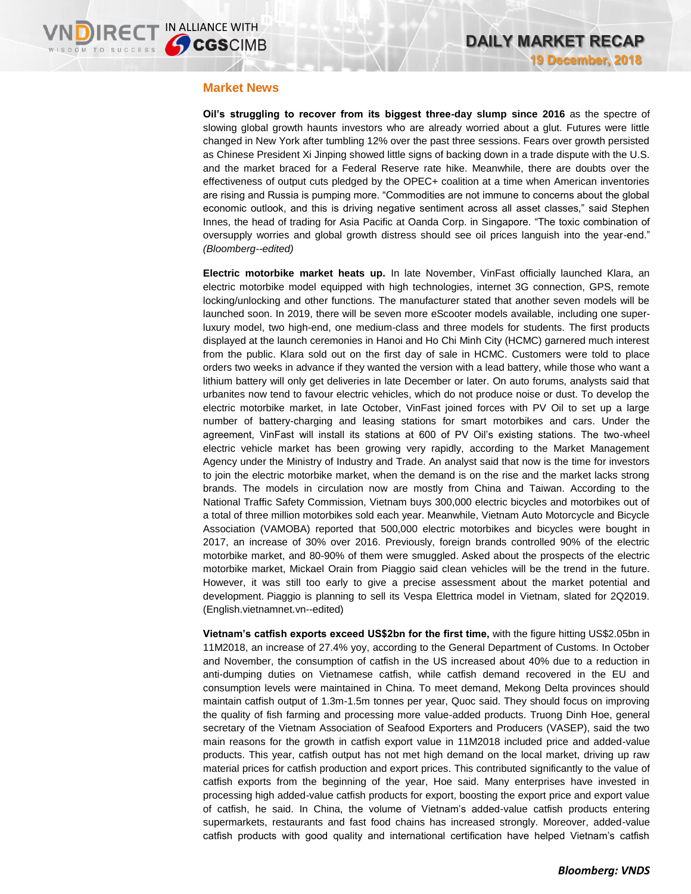## Market News

**Oil's struggling to recover from its biggest three-day slump since 2016** as the spectre of slowing global growth haunts investors who are already worried about a glut. Futures were little changed in New York after tumbling 12% over the past three sessions. Fears over growth persisted as Chinese President Xi Jinping showed little signs of backing down in a trade dispute with the U.S. and the market braced for a Federal Reserve rate hike. Meanwhile, there are doubts over the effectiveness of output cuts pledged by the OPEC+ coalition at a time when American inventories are rising and Russia is pumping more. "Commodities are not immune to concerns about the global economic outlook, and this is driving negative sentiment across all asset classes," said Stephen Innes, the head of trading for Asia Pacific at Oanda Corp. in Singapore. "The toxic combination of oversupply worries and global growth distress should see oil prices languish into the year-end." *(Bloomberg--edited)*

**Electric motorbike market heats up.** In late November, VinFast officially launched Klara, an electric motorbike model equipped with high technologies, internet 3G connection, GPS, remote locking/unlocking and other functions. The manufacturer stated that another seven models will be launched soon. In 2019, there will be seven more eScooter models available, including one super-luxury model, two high-end, one medium-class and three models for students. The first products displayed at the launch ceremonies in Hanoi and Ho Chi Minh City (HCMC) garnered much interest from the public. Klara sold out on the first day of sale in HCMC. Customers were told to place orders two weeks in advance if they wanted the version with a lead battery, while those who want a lithium battery will only get deliveries in late December or later. On auto forums, analysts said that urbanites now tend to favour electric vehicles, which do not produce noise or dust. To develop the electric motorbike market, in late October, VinFast joined forces with PV Oil to set up a large number of battery-charging and leasing stations for smart motorbikes and cars. Under the agreement, VinFast will install its stations at 600 of PV Oil's existing stations. The two-wheel electric vehicle market has been growing very rapidly, according to the Market Management Agency under the Ministry of Industry and Trade. An analyst said that now is the time for investors to join the electric motorbike market, when the demand is on the rise and the market lacks strong brands. The models in circulation now are mostly from China and Taiwan. According to the National Traffic Safety Commission, Vietnam buys 300,000 electric bicycles and motorbikes out of a total of three million motorbikes sold each year. Meanwhile, Vietnam Auto Motorcycle and Bicycle Association (VAMOBA) reported that 500,000 electric motorbikes and bicycles were bought in 2017, an increase of 30% over 2016. Previously, foreign brands controlled 90% of the electric motorbike market, and 80-90% of them were smuggled. Asked about the prospects of the electric motorbike market, Mickael Orain from Piaggio said clean vehicles will be the trend in the future. However, it was still too early to give a precise assessment about the market potential and development. Piaggio is planning to sell its Vespa Elettrica model in Vietnam, slated for 2Q2019. (English.vietnamnet.vn--edited)

**Vietnam's catfish exports exceed US$2bn for the first time,** with the figure hitting US$2.05bn in 11M2018, an increase of 27.4% yoy, according to the General Department of Customs. In October and November, the consumption of catfish in the US increased about 40% due to a reduction in anti-dumping duties on Vietnamese catfish, while catfish demand recovered in the EU and consumption levels were maintained in China. To meet demand, Mekong Delta provinces should maintain catfish output of 1.3m-1.5m tonnes per year, Quoc said. They should focus on improving the quality of fish farming and processing more value-added products. Truong Dinh Hoe, general secretary of the Vietnam Association of Seafood Exporters and Producers (VASEP), said the two main reasons for the growth in catfish export value in 11M2018 included price and added-value products. This year, catfish output has not met high demand on the local market, driving up raw material prices for catfish production and export prices. This contributed significantly to the value of catfish exports from the beginning of the year, Hoe said. Many enterprises have invested in processing high added-value catfish products for export, boosting the export price and export value of catfish, he said. In China, the volume of Vietnam's added-value catfish products entering supermarkets, restaurants and fast food chains has increased strongly. Moreover, added-value catfish products with good quality and international certification have helped Vietnam's catfish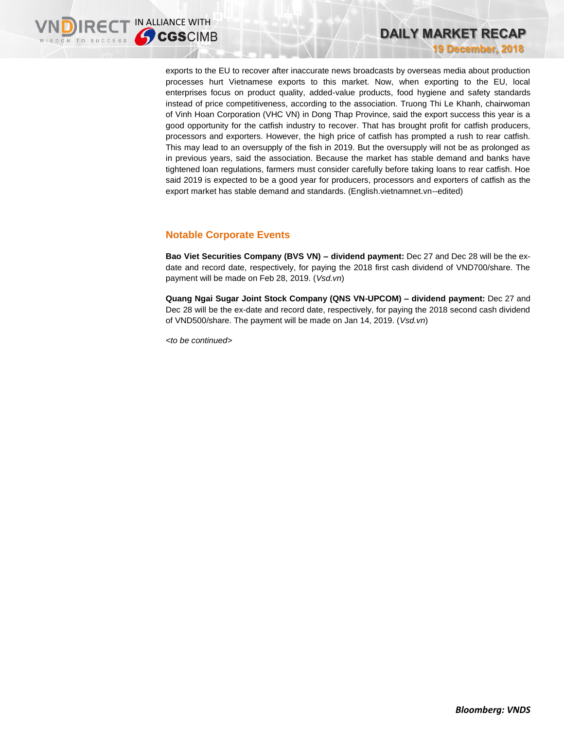exports to the EU to recover after inaccurate news broadcasts by overseas media about production processes hurt Vietnamese exports to this market. Now, when exporting to the EU, local enterprises focus on product quality, added-value products, food hygiene and safety standards instead of price competitiveness, according to the association. Truong Thi Le Khanh, chairwoman of Vinh Hoan Corporation (VHC VN) in Dong Thap Province, said the export success this year is a good opportunity for the catfish industry to recover. That has brought profit for catfish producers, processors and exporters. However, the high price of catfish has prompted a rush to rear catfish. This may lead to an oversupply of the fish in 2019. But the oversupply will not be as prolonged as in previous years, said the association. Because the market has stable demand and banks have tightened loan regulations, farmers must consider carefully before taking loans to rear catfish. Hoe said 2019 is expected to be a good year for producers, processors and exporters of catfish as the export market has stable demand and standards. (English.vietnamnet.vn--edited)

## Notable Corporate Events

**Bao Viet Securities Company (BVS VN) – dividend payment:** Dec 27 and Dec 28 will be the ex-date and record date, respectively, for paying the 2018 first cash dividend of VND700/share. The payment will be made on Feb 28, 2019. (*Vsd.vn*)

**Quang Ngai Sugar Joint Stock Company (QNS VN-UPCOM) – dividend payment:** Dec 27 and Dec 28 will be the ex-date and record date, respectively, for paying the 2018 second cash dividend of VND500/share. The payment will be made on Jan 14, 2019. (*Vsd.vn*)

*<to be continued>*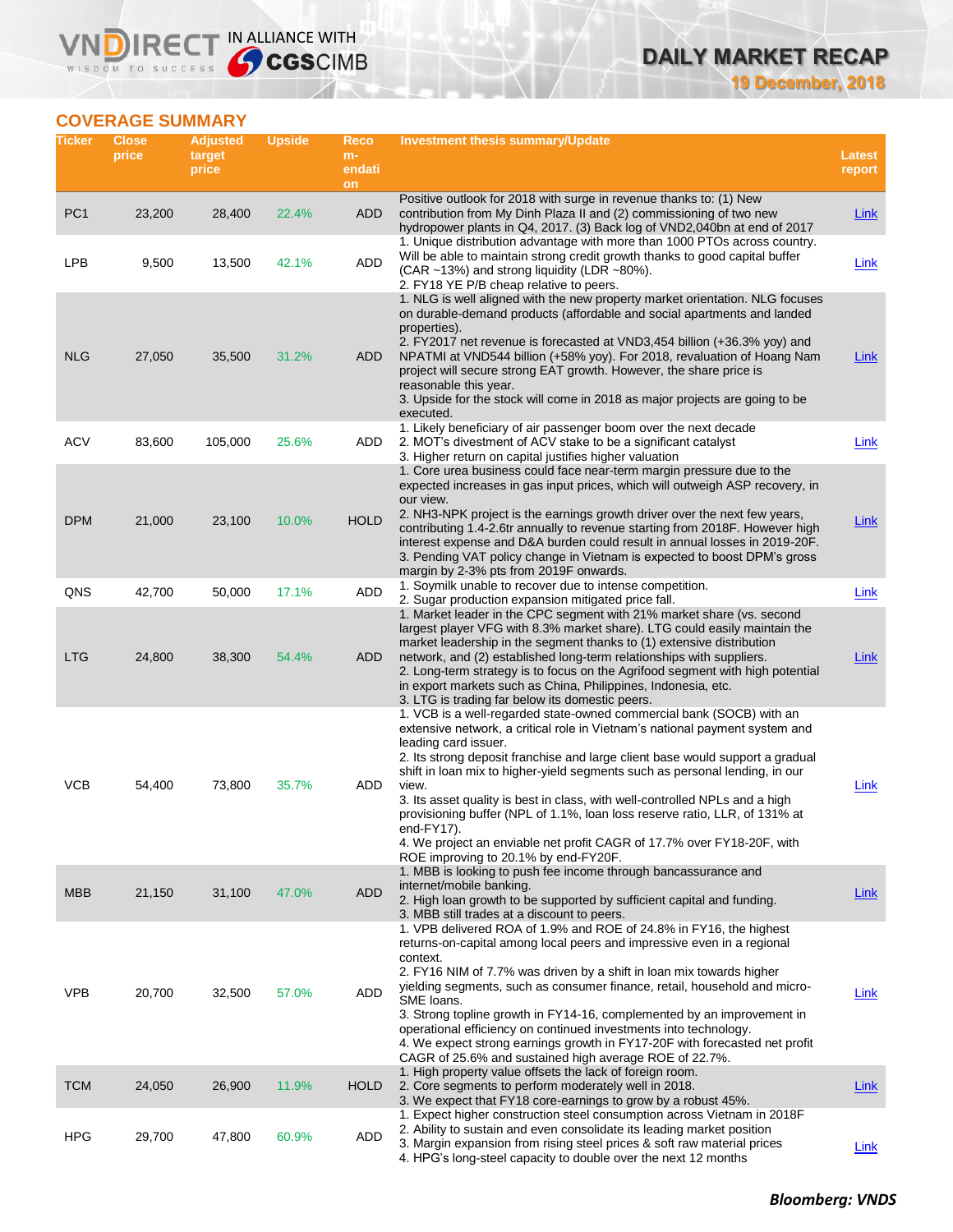## COVERAGE SUMMARY

| Ticker | Close price | Adjusted target price | Upside | Recom-endation | Investment thesis summary/Update | Latest report |
|---|---|---|---|---|---|---|
| PC1 | 23,200 | 28,400 | 22.4% | ADD | Positive outlook for 2018 with surge in revenue thanks to: (1) New contribution from My Dinh Plaza II and (2) commissioning of two new hydropower plants in Q4, 2017. (3) Back log of VND2,040bn at end of 2017 | Link |
| LPB | 9,500 | 13,500 | 42.1% | ADD | 1. Unique distribution advantage with more than 1000 PTOs across country. Will be able to maintain strong credit growth thanks to good capital buffer (CAR ~13%) and strong liquidity (LDR ~80%).<br>2. FY18 YE P/B cheap relative to peers. | Link |
| NLG | 27,050 | 35,500 | 31.2% | ADD | 1. NLG is well aligned with the new property market orientation. NLG focuses on durable-demand products (affordable and social apartments and landed properties).<br>2. FY2017 net revenue is forecasted at VND3,454 billion (+36.3% yoy) and NPATMI at VND544 billion (+58% yoy). For 2018, revaluation of Hoang Nam project will secure strong EAT growth. However, the share price is reasonable this year.<br>3. Upside for the stock will come in 2018 as major projects are going to be executed. | Link |
| ACV | 83,600 | 105,000 | 25.6% | ADD | 1. Likely beneficiary of air passenger boom over the next decade<br>2. MOT's divestment of ACV stake to be a significant catalyst<br>3. Higher return on capital justifies higher valuation | Link |
| DPM | 21,000 | 23,100 | 10.0% | HOLD | 1. Core urea business could face near-term margin pressure due to the expected increases in gas input prices, which will outweigh ASP recovery, in our view.<br>2. NH3-NPK project is the earnings growth driver over the next few years, contributing 1.4-2.6tr annually to revenue starting from 2018F. However high interest expense and D&A burden could result in annual losses in 2019-20F.<br>3. Pending VAT policy change in Vietnam is expected to boost DPM's gross margin by 2-3% pts from 2019F onwards. | Link |
| QNS | 42,700 | 50,000 | 17.1% | ADD | 1. Soymilk unable to recover due to intense competition.<br>2. Sugar production expansion mitigated price fall. | Link |
| LTG | 24,800 | 38,300 | 54.4% | ADD | 1. Market leader in the CPC segment with 21% market share (vs. second largest player VFG with 8.3% market share). LTG could easily maintain the market leadership in the segment thanks to (1) extensive distribution network, and (2) established long-term relationships with suppliers.<br>2. Long-term strategy is to focus on the Agrifood segment with high potential in export markets such as China, Philippines, Indonesia, etc.<br>3. LTG is trading far below its domestic peers. | Link |
| VCB | 54,400 | 73,800 | 35.7% | ADD | 1. VCB is a well-regarded state-owned commercial bank (SOCB) with an extensive network, a critical role in Vietnam's national payment system and leading card issuer.<br>2. Its strong deposit franchise and large client base would support a gradual shift in loan mix to higher-yield segments such as personal lending, in our view.<br>3. Its asset quality is best in class, with well-controlled NPLs and a high provisioning buffer (NPL of 1.1%, loan loss reserve ratio, LLR, of 131% at end-FY17).<br>4. We project an enviable net profit CAGR of 17.7% over FY18-20F, with ROE improving to 20.1% by end-FY20F. | Link |
| MBB | 21,150 | 31,100 | 47.0% | ADD | 1. MBB is looking to push fee income through bancassurance and internet/mobile banking.<br>2. High loan growth to be supported by sufficient capital and funding.<br>3. MBB still trades at a discount to peers. | Link |
| VPB | 20,700 | 32,500 | 57.0% | ADD | 1. VPB delivered ROA of 1.9% and ROE of 24.8% in FY16, the highest returns-on-capital among local peers and impressive even in a regional context.<br>2. FY16 NIM of 7.7% was driven by a shift in loan mix towards higher yielding segments, such as consumer finance, retail, household and micro-SME loans.<br>3. Strong topline growth in FY14-16, complemented by an improvement in operational efficiency on continued investments into technology.<br>4. We expect strong earnings growth in FY17-20F with forecasted net profit CAGR of 25.6% and sustained high average ROE of 22.7%. | Link |
| TCM | 24,050 | 26,900 | 11.9% | HOLD | 1. High property value offsets the lack of foreign room.<br>2. Core segments to perform moderately well in 2018.<br>3. We expect that FY18 core-earnings to grow by a robust 45%. | Link |
| HPG | 29,700 | 47,800 | 60.9% | ADD | 1. Expect higher construction steel consumption across Vietnam in 2018F<br>2. Ability to sustain and even consolidate its leading market position<br>3. Margin expansion from rising steel prices & soft raw material prices<br>4. HPG's long-steel capacity to double over the next 12 months | Link |

***Bloomberg: VNDS***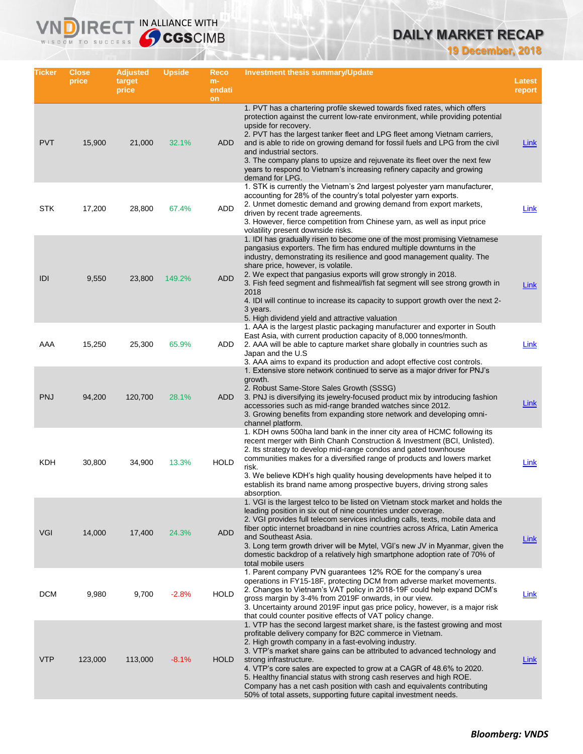| Ticker | Close price | Adjusted target price | Upside | Recommendation | Investment thesis summary/Update | Latest report |
|---|---|---|---|---|---|---|
| PVT | 15,900 | 21,000 | 32.1% | ADD | 1. PVT has a chartering profile skewed towards fixed rates, which offers protection against the current low-rate environment, while providing potential upside for recovery.<br>2. PVT has the largest tanker fleet and LPG fleet among Vietnam carriers, and is able to ride on growing demand for fossil fuels and LPG from the civil and industrial sectors.<br>3. The company plans to upsize and rejuvenate its fleet over the next few years to respond to Vietnam's increasing refinery capacity and growing demand for LPG. | Link |
| STK | 17,200 | 28,800 | 67.4% | ADD | 1. STK is currently the Vietnam's 2nd largest polyester yarn manufacturer, accounting for 28% of the country's total polyester yarn exports.<br>2. Unmet domestic demand and growing demand from export markets, driven by recent trade agreements.<br>3. However, fierce competition from Chinese yarn, as well as input price volatility present downside risks. | Link |
| IDI | 9,550 | 23,800 | 149.2% | ADD | 1. IDI has gradually risen to become one of the most promising Vietnamese pangasius exporters. The firm has endured multiple downturns in the industry, demonstrating its resilience and good management quality. The share price, however, is volatile.<br>2. We expect that pangasius exports will grow strongly in 2018.<br>3. Fish feed segment and fishmeal/fish fat segment will see strong growth in 2018<br>4. IDI will continue to increase its capacity to support growth over the next 2-3 years.<br>5. High dividend yield and attractive valuation | Link |
| AAA | 15,250 | 25,300 | 65.9% | ADD | 1. AAA is the largest plastic packaging manufacturer and exporter in South East Asia, with current production capacity of 8,000 tonnes/month.<br>2. AAA will be able to capture market share globally in countries such as Japan and the U.S<br>3. AAA aims to expand its production and adopt effective cost controls. | Link |
| PNJ | 94,200 | 120,700 | 28.1% | ADD | 1. Extensive store network continued to serve as a major driver for PNJ's growth.<br>2. Robust Same-Store Sales Growth (SSSG)<br>3. PNJ is diversifying its jewelry-focused product mix by introducing fashion accessories such as mid-range branded watches since 2012.<br>3. Growing benefits from expanding store network and developing omni-channel platform. | Link |
| KDH | 30,800 | 34,900 | 13.3% | HOLD | 1. KDH owns 500ha land bank in the inner city area of HCMC following its recent merger with Binh Chanh Construction & Investment (BCI, Unlisted).<br>2. Its strategy to develop mid-range condos and gated townhouse communities makes for a diversified range of products and lowers market risk.<br>3. We believe KDH's high quality housing developments have helped it to establish its brand name among prospective buyers, driving strong sales absorption. | Link |
| VGI | 14,000 | 17,400 | 24.3% | ADD | 1. VGI is the largest telco to be listed on Vietnam stock market and holds the leading position in six out of nine countries under coverage.<br>2. VGI provides full telecom services including calls, texts, mobile data and fiber optic internet broadband in nine countries across Africa, Latin America and Southeast Asia.<br>3. Long term growth driver will be Mytel, VGI's new JV in Myanmar, given the domestic backdrop of a relatively high smartphone adoption rate of 70% of total mobile users | Link |
| DCM | 9,980 | 9,700 | -2.8% | HOLD | 1. Parent company PVN guarantees 12% ROE for the company's urea operations in FY15-18F, protecting DCM from adverse market movements.<br>2. Changes to Vietnam's VAT policy in 2018-19F could help expand DCM's gross margin by 3-4% from 2019F onwards, in our view.<br>3. Uncertainty around 2019F input gas price policy, however, is a major risk that could counter positive effects of VAT policy change. | Link |
| VTP | 123,000 | 113,000 | -8.1% | HOLD | 1. VTP has the second largest market share, is the fastest growing and most profitable delivery company for B2C commerce in Vietnam.<br>2. High growth company in a fast-evolving industry.<br>3. VTP's market share gains can be attributed to advanced technology and strong infrastructure.<br>4. VTP's core sales are expected to grow at a CAGR of 48.6% to 2020.<br>5. Healthy financial status with strong cash reserves and high ROE. Company has a net cash position with cash and equivalents contributing 50% of total assets, supporting future capital investment needs. | Link |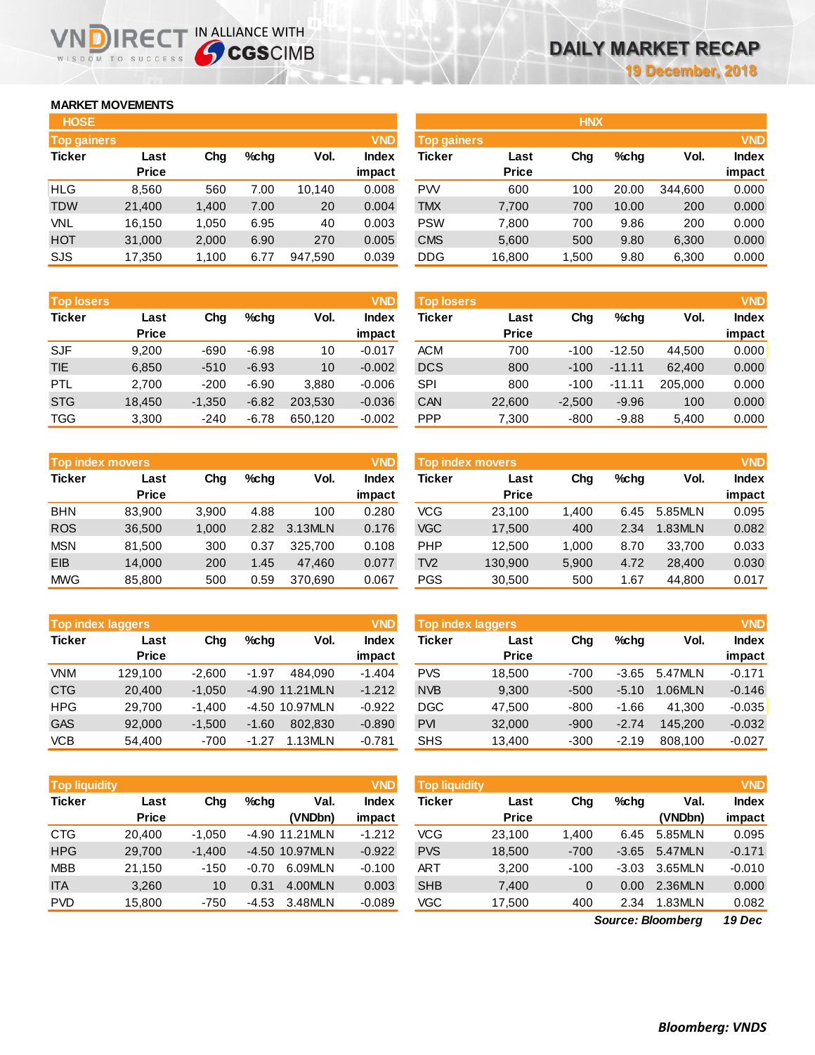# DAILY MARKET RECAP

19 December, 2018

## MARKET MOVEMENTS

### HOSE

**Top gainers** (VND)

| Ticker | Last Price | Chg | %chg | Vol. | Index impact |
|---|---|---|---|---|---|
| HLG | 8,560 | 560 | 7.00 | 10,140 | 0.008 |
| TDW | 21,400 | 1,400 | 7.00 | 20 | 0.004 |
| VNL | 16,150 | 1,050 | 6.95 | 40 | 0.003 |
| HOT | 31,000 | 2,000 | 6.90 | 270 | 0.005 |
| SJS | 17,350 | 1,100 | 6.77 | 947,590 | 0.039 |

**Top losers** (VND)

| Ticker | Last Price | Chg | %chg | Vol. | Index impact |
|---|---|---|---|---|---|
| SJF | 9,200 | -690 | -6.98 | 10 | -0.017 |
| TIE | 6,850 | -510 | -6.93 | 10 | -0.002 |
| PTL | 2,700 | -200 | -6.90 | 3,880 | -0.006 |
| STG | 18,450 | -1,350 | -6.82 | 203,530 | -0.036 |
| TGG | 3,300 | -240 | -6.78 | 650,120 | -0.002 |

**Top index movers** (VND)

| Ticker | Last Price | Chg | %chg | Vol. | Index impact |
|---|---|---|---|---|---|
| BHN | 83,900 | 3,900 | 4.88 | 100 | 0.280 |
| ROS | 36,500 | 1,000 | 2.82 | 3.13MLN | 0.176 |
| MSN | 81,500 | 300 | 0.37 | 325,700 | 0.108 |
| EIB | 14,000 | 200 | 1.45 | 47,460 | 0.077 |
| MWG | 85,800 | 500 | 0.59 | 370,690 | 0.067 |

**Top index laggers** (VND)

| Ticker | Last Price | Chg | %chg | Vol. | Index impact |
|---|---|---|---|---|---|
| VNM | 129,100 | -2,600 | -1.97 | 484,090 | -1.404 |
| CTG | 20,400 | -1,050 | -4.90 | 11.21MLN | -1.212 |
| HPG | 29,700 | -1,400 | -4.50 | 10.97MLN | -0.922 |
| GAS | 92,000 | -1,500 | -1.60 | 802,830 | -0.890 |
| VCB | 54,400 | -700 | -1.27 | 1.13MLN | -0.781 |

**Top liquidity** (VND)

| Ticker | Last Price | Chg | %chg | Val. (VNDbn) | Index impact |
|---|---|---|---|---|---|
| CTG | 20,400 | -1,050 | -4.90 | 11.21MLN | -1.212 |
| HPG | 29,700 | -1,400 | -4.50 | 10.97MLN | -0.922 |
| MBB | 21,150 | -150 | -0.70 | 6.09MLN | -0.100 |
| ITA | 3,260 | 10 | 0.31 | 4.00MLN | 0.003 |
| PVD | 15,800 | -750 | -4.53 | 3.48MLN | -0.089 |

### HNX

**Top gainers** (VND)

| Ticker | Last Price | Chg | %chg | Vol. | Index impact |
|---|---|---|---|---|---|
| PVV | 600 | 100 | 20.00 | 344,600 | 0.000 |
| TMX | 7,700 | 700 | 10.00 | 200 | 0.000 |
| PSW | 7,800 | 700 | 9.86 | 200 | 0.000 |
| CMS | 5,600 | 500 | 9.80 | 6,300 | 0.000 |
| DDG | 16,800 | 1,500 | 9.80 | 6,300 | 0.000 |

**Top losers** (VND)

| Ticker | Last Price | Chg | %chg | Vol. | Index impact |
|---|---|---|---|---|---|
| ACM | 700 | -100 | -12.50 | 44,500 | 0.000 |
| DCS | 800 | -100 | -11.11 | 62,400 | 0.000 |
| SPI | 800 | -100 | -11.11 | 205,000 | 0.000 |
| CAN | 22,600 | -2,500 | -9.96 | 100 | 0.000 |
| PPP | 7,300 | -800 | -9.88 | 5,400 | 0.000 |

**Top index movers** (VND)

| Ticker | Last Price | Chg | %chg | Vol. | Index impact |
|---|---|---|---|---|---|
| VCG | 23,100 | 1,400 | 6.45 | 5.85MLN | 0.095 |
| VGC | 17,500 | 400 | 2.34 | 1.83MLN | 0.082 |
| PHP | 12,500 | 1,000 | 8.70 | 33,700 | 0.033 |
| TV2 | 130,900 | 5,900 | 4.72 | 28,400 | 0.030 |
| PGS | 30,500 | 500 | 1.67 | 44,800 | 0.017 |

**Top index laggers** (VND)

| Ticker | Last Price | Chg | %chg | Vol. | Index impact |
|---|---|---|---|---|---|
| PVS | 18,500 | -700 | -3.65 | 5.47MLN | -0.171 |
| NVB | 9,300 | -500 | -5.10 | 1.06MLN | -0.146 |
| DGC | 47,500 | -800 | -1.66 | 41,300 | -0.035 |
| PVI | 32,000 | -900 | -2.74 | 145,200 | -0.032 |
| SHS | 13,400 | -300 | -2.19 | 808,100 | -0.027 |

**Top liquidity** (VND)

| Ticker | Last Price | Chg | %chg | Val. (VNDbn) | Index impact |
|---|---|---|---|---|---|
| VCG | 23,100 | 1,400 | 6.45 | 5.85MLN | 0.095 |
| PVS | 18,500 | -700 | -3.65 | 5.47MLN | -0.171 |
| ART | 3,200 | -100 | -3.03 | 3.65MLN | -0.010 |
| SHB | 7,400 | 0 | 0.00 | 2.36MLN | 0.000 |
| VGC | 17,500 | 400 | 2.34 | 1.83MLN | 0.082 |

*Source: Bloomberg* *19 Dec*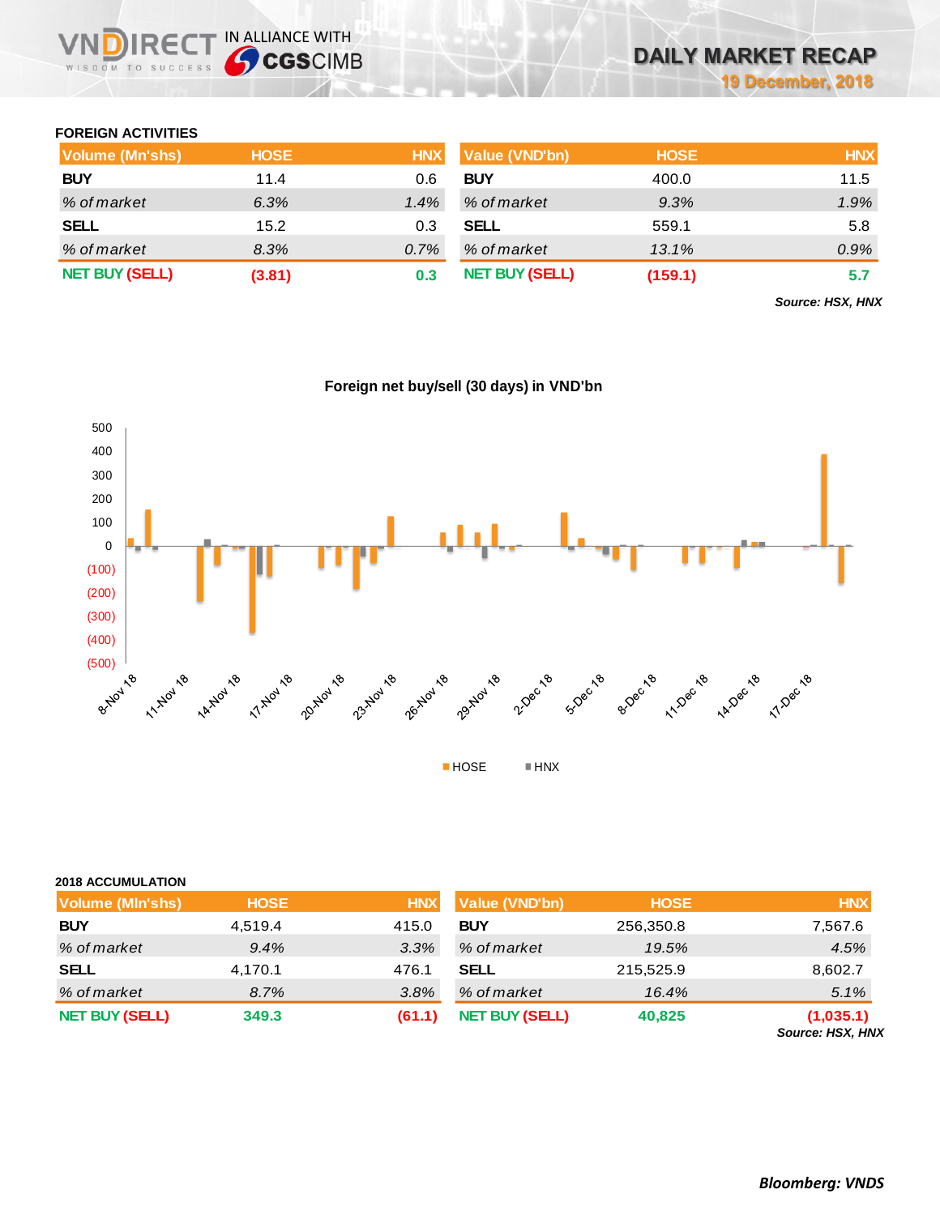# DAILY MARKET RECAP
## 19 December, 2018

### FOREIGN ACTIVITIES

| Volume (Mn'shs) | HOSE | HNX |
|---|---|---|
| **BUY** | 11.4 | 0.6 |
| *% of market* | *6.3%* | *1.4%* |
| **SELL** | 15.2 | 0.3 |
| *% of market* | *8.3%* | *0.7%* |
| **NET BUY (SELL)** | **(3.81)** | **0.3** |

| Value (VND'bn) | HOSE | HNX |
|---|---|---|
| **BUY** | 400.0 | 11.5 |
| *% of market* | *9.3%* | *1.9%* |
| **SELL** | 559.1 | 5.8 |
| *% of market* | *13.1%* | *0.9%* |
| **NET BUY (SELL)** | **(159.1)** | **5.7** |

***Source: HSX, HNX***

**Foreign net buy/sell (30 days) in VND'bn**

### 2018 ACCUMULATION

| Volume (Mln'shs) | HOSE | HNX |
|---|---|---|
| **BUY** | 4,519.4 | 415.0 |
| *% of market* | *9.4%* | *3.3%* |
| **SELL** | 4,170.1 | 476.1 |
| *% of market* | *8.7%* | *3.8%* |
| **NET BUY (SELL)** | **349.3** | **(61.1)** |

| Value (VND'bn) | HOSE | HNX |
|---|---|---|
| **BUY** | 256,350.8 | 7,567.6 |
| *% of market* | *19.5%* | *4.5%* |
| **SELL** | 215,525.9 | 8,602.7 |
| *% of market* | *16.4%* | *5.1%* |
| **NET BUY (SELL)** | **40,825** | **(1,035.1)** |

***Source: HSX, HNX***

***Bloomberg: VNDS***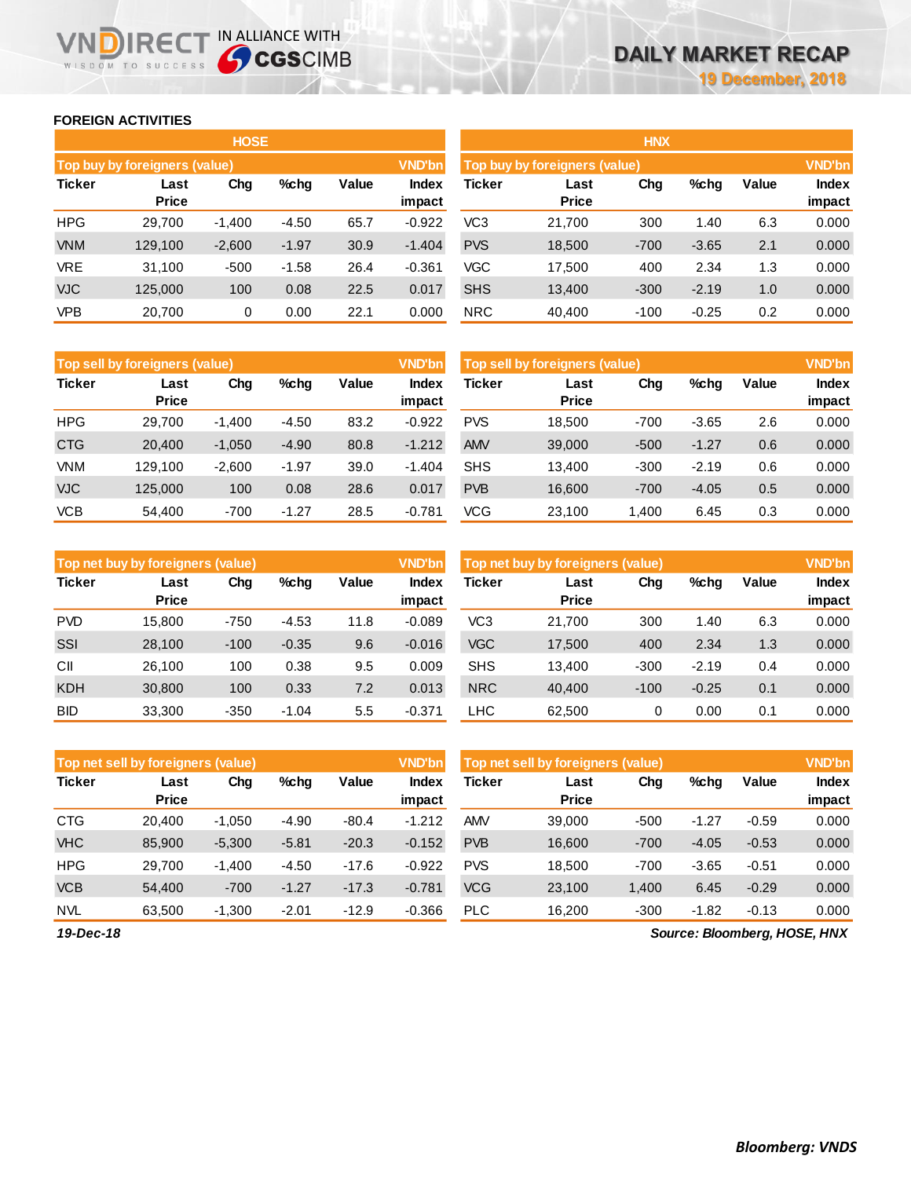## FOREIGN ACTIVITIES

### HOSE

**Top buy by foreigners (value)** — VND'bn

| Ticker | Last Price | Chg | %chg | Value | Index impact |
|---|---|---|---|---|---|
| HPG | 29,700 | -1,400 | -4.50 | 65.7 | -0.922 |
| VNM | 129,100 | -2,600 | -1.97 | 30.9 | -1.404 |
| VRE | 31,100 | -500 | -1.58 | 26.4 | -0.361 |
| VJC | 125,000 | 100 | 0.08 | 22.5 | 0.017 |
| VPB | 20,700 | 0 | 0.00 | 22.1 | 0.000 |

**Top sell by foreigners (value)** — VND'bn

| Ticker | Last Price | Chg | %chg | Value | Index impact |
|---|---|---|---|---|---|
| HPG | 29,700 | -1,400 | -4.50 | 83.2 | -0.922 |
| CTG | 20,400 | -1,050 | -4.90 | 80.8 | -1.212 |
| VNM | 129,100 | -2,600 | -1.97 | 39.0 | -1.404 |
| VJC | 125,000 | 100 | 0.08 | 28.6 | 0.017 |
| VCB | 54,400 | -700 | -1.27 | 28.5 | -0.781 |

**Top net buy by foreigners (value)** — VND'bn

| Ticker | Last Price | Chg | %chg | Value | Index impact |
|---|---|---|---|---|---|
| PVD | 15,800 | -750 | -4.53 | 11.8 | -0.089 |
| SSI | 28,100 | -100 | -0.35 | 9.6 | -0.016 |
| CII | 26,100 | 100 | 0.38 | 9.5 | 0.009 |
| KDH | 30,800 | 100 | 0.33 | 7.2 | 0.013 |
| BID | 33,300 | -350 | -1.04 | 5.5 | -0.371 |

**Top net sell by foreigners (value)** — VND'bn

| Ticker | Last Price | Chg | %chg | Value | Index impact |
|---|---|---|---|---|---|
| CTG | 20,400 | -1,050 | -4.90 | -80.4 | -1.212 |
| VHC | 85,900 | -5,300 | -5.81 | -20.3 | -0.152 |
| HPG | 29,700 | -1,400 | -4.50 | -17.6 | -0.922 |
| VCB | 54,400 | -700 | -1.27 | -17.3 | -0.781 |
| NVL | 63,500 | -1,300 | -2.01 | -12.9 | -0.366 |

### HNX

**Top buy by foreigners (value)** — VND'bn

| Ticker | Last Price | Chg | %chg | Value | Index impact |
|---|---|---|---|---|---|
| VC3 | 21,700 | 300 | 1.40 | 6.3 | 0.000 |
| PVS | 18,500 | -700 | -3.65 | 2.1 | 0.000 |
| VGC | 17,500 | 400 | 2.34 | 1.3 | 0.000 |
| SHS | 13,400 | -300 | -2.19 | 1.0 | 0.000 |
| NRC | 40,400 | -100 | -0.25 | 0.2 | 0.000 |

**Top sell by foreigners (value)** — VND'bn

| Ticker | Last Price | Chg | %chg | Value | Index impact |
|---|---|---|---|---|---|
| PVS | 18,500 | -700 | -3.65 | 2.6 | 0.000 |
| AMV | 39,000 | -500 | -1.27 | 0.6 | 0.000 |
| SHS | 13,400 | -300 | -2.19 | 0.6 | 0.000 |
| PVB | 16,600 | -700 | -4.05 | 0.5 | 0.000 |
| VCG | 23,100 | 1,400 | 6.45 | 0.3 | 0.000 |

**Top net buy by foreigners (value)** — VND'bn

| Ticker | Last Price | Chg | %chg | Value | Index impact |
|---|---|---|---|---|---|
| VC3 | 21,700 | 300 | 1.40 | 6.3 | 0.000 |
| VGC | 17,500 | 400 | 2.34 | 1.3 | 0.000 |
| SHS | 13,400 | -300 | -2.19 | 0.4 | 0.000 |
| NRC | 40,400 | -100 | -0.25 | 0.1 | 0.000 |
| LHC | 62,500 | 0 | 0.00 | 0.1 | 0.000 |

**Top net sell by foreigners (value)** — VND'bn

| Ticker | Last Price | Chg | %chg | Value | Index impact |
|---|---|---|---|---|---|
| AMV | 39,000 | -500 | -1.27 | -0.59 | 0.000 |
| PVB | 16,600 | -700 | -4.05 | -0.53 | 0.000 |
| PVS | 18,500 | -700 | -3.65 | -0.51 | 0.000 |
| VCG | 23,100 | 1,400 | 6.45 | -0.29 | 0.000 |
| PLC | 16,200 | -300 | -1.82 | -0.13 | 0.000 |

*19-Dec-18*

*Source: Bloomberg, HOSE, HNX*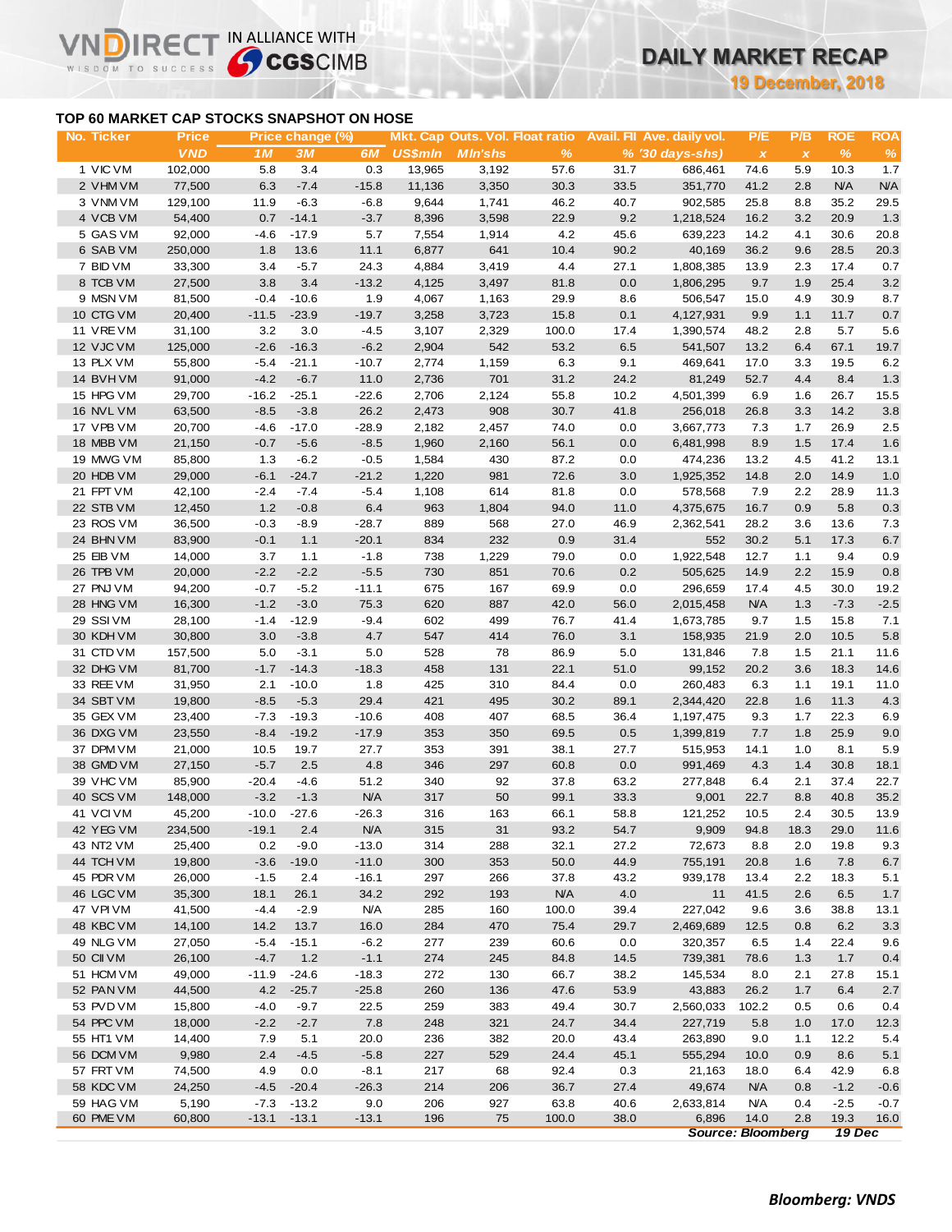# DAILY MARKET RECAP

**19 December, 2018**

## TOP 60 MARKET CAP STOCKS SNAPSHOT ON HOSE

| No. | Ticker | Price | Price change (%) | | | Mkt. Cap | Outs. Vol. | Float ratio | Avail. FII | Ave. daily vol. | P/E | P/B | ROE | ROA |
|---|---|---|---|---|---|---|---|---|---|---|---|---|---|---|
| | | VND | 1M | 3M | 6M | US$mln | Mln'shs | % | % | ('30 days-shs) | x | x | % | % |
| 1 | VIC VM | 102,000 | 5.8 | 3.4 | 0.3 | 13,965 | 3,192 | 57.6 | 31.7 | 686,461 | 74.6 | 5.9 | 10.3 | 1.7 |
| 2 | VHM VM | 77,500 | 6.3 | -7.4 | -15.8 | 11,136 | 3,350 | 30.3 | 33.5 | 351,770 | 41.2 | 2.8 | N/A | N/A |
| 3 | VNM VM | 129,100 | 11.9 | -6.3 | -6.8 | 9,644 | 1,741 | 46.2 | 40.7 | 902,585 | 25.8 | 8.8 | 35.2 | 29.5 |
| 4 | VCB VM | 54,400 | 0.7 | -14.1 | -3.7 | 8,396 | 3,598 | 22.9 | 9.2 | 1,218,524 | 16.2 | 3.2 | 20.9 | 1.3 |
| 5 | GAS VM | 92,000 | -4.6 | -17.9 | 5.7 | 7,554 | 1,914 | 4.2 | 45.6 | 639,223 | 14.2 | 4.1 | 30.6 | 20.8 |
| 6 | SAB VM | 250,000 | 1.8 | 13.6 | 11.1 | 6,877 | 641 | 10.4 | 90.2 | 40,169 | 36.2 | 9.6 | 28.5 | 20.3 |
| 7 | BID VM | 33,300 | 3.4 | -5.7 | 24.3 | 4,884 | 3,419 | 4.4 | 27.1 | 1,808,385 | 13.9 | 2.3 | 17.4 | 0.7 |
| 8 | TCB VM | 27,500 | 3.8 | 3.4 | -13.2 | 4,125 | 3,497 | 81.8 | 0.0 | 1,806,295 | 9.7 | 1.9 | 25.4 | 3.2 |
| 9 | MSN VM | 81,500 | -0.4 | -10.6 | 1.9 | 4,067 | 1,163 | 29.9 | 8.6 | 506,547 | 15.0 | 4.9 | 30.9 | 8.7 |
| 10 | CTG VM | 20,400 | -11.5 | -23.9 | -19.7 | 3,258 | 3,723 | 15.8 | 0.1 | 4,127,931 | 9.9 | 1.1 | 11.7 | 0.7 |
| 11 | VRE VM | 31,100 | 3.2 | 3.0 | -4.5 | 3,107 | 2,329 | 100.0 | 17.4 | 1,390,574 | 48.2 | 2.8 | 5.7 | 5.6 |
| 12 | VJC VM | 125,000 | -2.6 | -16.3 | -6.2 | 2,904 | 542 | 53.2 | 6.5 | 541,507 | 13.2 | 6.4 | 67.1 | 19.7 |
| 13 | PLX VM | 55,800 | -5.4 | -21.1 | -10.7 | 2,774 | 1,159 | 6.3 | 9.1 | 469,641 | 17.0 | 3.3 | 19.5 | 6.2 |
| 14 | BVH VM | 91,000 | -4.2 | -6.7 | 11.0 | 2,736 | 701 | 31.2 | 24.2 | 81,249 | 52.7 | 4.4 | 8.4 | 1.3 |
| 15 | HPG VM | 29,700 | -16.2 | -25.1 | -22.6 | 2,706 | 2,124 | 55.8 | 10.2 | 4,501,399 | 6.9 | 1.6 | 26.7 | 15.5 |
| 16 | NVL VM | 63,500 | -8.5 | -3.8 | 26.2 | 2,473 | 908 | 30.7 | 41.8 | 256,018 | 26.8 | 3.3 | 14.2 | 3.8 |
| 17 | VPB VM | 20,700 | -4.6 | -17.0 | -28.9 | 2,182 | 2,457 | 74.0 | 0.0 | 3,667,773 | 7.3 | 1.7 | 26.9 | 2.5 |
| 18 | MBB VM | 21,150 | -0.7 | -5.6 | -8.5 | 1,960 | 2,160 | 56.1 | 0.0 | 6,481,998 | 8.9 | 1.5 | 17.4 | 1.6 |
| 19 | MWG VM | 85,800 | 1.3 | -6.2 | -0.5 | 1,584 | 430 | 87.2 | 0.0 | 474,236 | 13.2 | 4.5 | 41.2 | 13.1 |
| 20 | HDB VM | 29,000 | -6.1 | -24.7 | -21.2 | 1,220 | 981 | 72.6 | 3.0 | 1,925,352 | 14.8 | 2.0 | 14.9 | 1.0 |
| 21 | FPT VM | 42,100 | -2.4 | -7.4 | -5.4 | 1,108 | 614 | 81.8 | 0.0 | 578,568 | 7.9 | 2.2 | 28.9 | 11.3 |
| 22 | STB VM | 12,450 | 1.2 | -0.8 | 6.4 | 963 | 1,804 | 94.0 | 11.0 | 4,375,675 | 16.7 | 0.9 | 5.8 | 0.3 |
| 23 | ROS VM | 36,500 | -0.3 | -8.9 | -28.7 | 889 | 568 | 27.0 | 46.9 | 2,362,541 | 28.2 | 3.6 | 13.6 | 7.3 |
| 24 | BHN VM | 83,900 | -0.1 | 1.1 | -20.1 | 834 | 232 | 0.9 | 31.4 | 552 | 30.2 | 5.1 | 17.3 | 6.7 |
| 25 | EIB VM | 14,000 | 3.7 | 1.1 | -1.8 | 738 | 1,229 | 79.0 | 0.0 | 1,922,548 | 12.7 | 1.1 | 9.4 | 0.9 |
| 26 | TPB VM | 20,000 | -2.2 | -2.2 | -5.5 | 730 | 851 | 70.6 | 0.2 | 505,625 | 14.9 | 2.2 | 15.9 | 0.8 |
| 27 | PNJ VM | 94,200 | -0.7 | -5.2 | -11.1 | 675 | 167 | 69.9 | 0.0 | 296,659 | 17.4 | 4.5 | 30.0 | 19.2 |
| 28 | HNG VM | 16,300 | -1.2 | -3.0 | 75.3 | 620 | 887 | 42.0 | 56.0 | 2,015,458 | N/A | 1.3 | -7.3 | -2.5 |
| 29 | SSI VM | 28,100 | -1.4 | -12.9 | -9.4 | 602 | 499 | 76.7 | 41.4 | 1,673,785 | 9.7 | 1.5 | 15.8 | 7.1 |
| 30 | KDH VM | 30,800 | 3.0 | -3.8 | 4.7 | 547 | 414 | 76.0 | 3.1 | 158,935 | 21.9 | 2.0 | 10.5 | 5.8 |
| 31 | CTD VM | 157,500 | 5.0 | -3.1 | 5.0 | 528 | 78 | 86.9 | 5.0 | 131,846 | 7.8 | 1.5 | 21.1 | 11.6 |
| 32 | DHG VM | 81,700 | -1.7 | -14.3 | -18.3 | 458 | 131 | 22.1 | 51.0 | 99,152 | 20.2 | 3.6 | 18.3 | 14.6 |
| 33 | REE VM | 31,950 | 2.1 | -10.0 | 1.8 | 425 | 310 | 84.4 | 0.0 | 260,483 | 6.3 | 1.1 | 19.1 | 11.0 |
| 34 | SBT VM | 19,800 | -8.5 | -5.3 | 29.4 | 421 | 495 | 30.2 | 89.1 | 2,344,420 | 22.8 | 1.6 | 11.3 | 4.3 |
| 35 | GEX VM | 23,400 | -7.3 | -19.3 | -10.6 | 408 | 407 | 68.5 | 36.4 | 1,197,475 | 9.3 | 1.7 | 22.3 | 6.9 |
| 36 | DXG VM | 23,550 | -8.4 | -19.2 | -17.9 | 353 | 350 | 69.5 | 0.5 | 1,399,819 | 7.7 | 1.8 | 25.9 | 9.0 |
| 37 | DPM VM | 21,000 | 10.5 | 19.7 | 27.7 | 353 | 391 | 38.1 | 27.7 | 515,953 | 14.1 | 1.0 | 8.1 | 5.9 |
| 38 | GMD VM | 27,150 | -5.7 | 2.5 | 4.8 | 346 | 297 | 60.8 | 0.0 | 991,469 | 4.3 | 1.4 | 30.8 | 18.1 |
| 39 | VHC VM | 85,900 | -20.4 | -4.6 | 51.2 | 340 | 92 | 37.8 | 63.2 | 277,848 | 6.4 | 2.1 | 37.4 | 22.7 |
| 40 | SCS VM | 148,000 | -3.2 | -1.3 | N/A | 317 | 50 | 99.1 | 33.3 | 9,001 | 22.7 | 8.8 | 40.8 | 35.2 |
| 41 | VCI VM | 45,200 | -10.0 | -27.6 | -26.3 | 316 | 163 | 66.1 | 58.8 | 121,252 | 10.5 | 2.4 | 30.5 | 13.9 |
| 42 | YEG VM | 234,500 | -19.1 | 2.4 | N/A | 315 | 31 | 93.2 | 54.7 | 9,909 | 94.8 | 18.3 | 29.0 | 11.6 |
| 43 | NT2 VM | 25,400 | 0.2 | -9.0 | -13.0 | 314 | 288 | 32.1 | 27.2 | 72,673 | 8.8 | 2.0 | 19.8 | 9.3 |
| 44 | TCH VM | 19,800 | -3.6 | -19.0 | -11.0 | 300 | 353 | 50.0 | 44.9 | 755,191 | 20.8 | 1.6 | 7.8 | 6.7 |
| 45 | PDR VM | 26,000 | -1.5 | 2.4 | -16.1 | 297 | 266 | 37.8 | 43.2 | 939,178 | 13.4 | 2.2 | 18.3 | 5.1 |
| 46 | LGC VM | 35,300 | 18.1 | 26.1 | 34.2 | 292 | 193 | N/A | 4.0 | 11 | 41.5 | 2.6 | 6.5 | 1.7 |
| 47 | VPI VM | 41,500 | -4.4 | -2.9 | N/A | 285 | 160 | 100.0 | 39.4 | 227,042 | 9.6 | 3.6 | 38.8 | 13.1 |
| 48 | KBC VM | 14,100 | 14.2 | 13.7 | 16.0 | 284 | 470 | 75.4 | 29.7 | 2,469,689 | 12.5 | 0.8 | 6.2 | 3.3 |
| 49 | NLG VM | 27,050 | -5.4 | -15.1 | -6.2 | 277 | 239 | 60.6 | 0.0 | 320,357 | 6.5 | 1.4 | 22.4 | 9.6 |
| 50 | CII VM | 26,100 | -4.7 | 1.2 | -1.1 | 274 | 245 | 84.8 | 14.5 | 739,381 | 78.6 | 1.3 | 1.7 | 0.4 |
| 51 | HCM VM | 49,000 | -11.9 | -24.6 | -18.3 | 272 | 130 | 66.7 | 38.2 | 145,534 | 8.0 | 2.1 | 27.8 | 15.1 |
| 52 | PAN VM | 44,500 | 4.2 | -25.7 | -25.8 | 260 | 136 | 47.6 | 53.9 | 43,883 | 26.2 | 1.7 | 6.4 | 2.7 |
| 53 | PVD VM | 15,800 | -4.0 | -9.7 | 22.5 | 259 | 383 | 49.4 | 30.7 | 2,560,033 | 102.2 | 0.5 | 0.6 | 0.4 |
| 54 | PPC VM | 18,000 | -2.2 | -2.7 | 7.8 | 248 | 321 | 24.7 | 34.4 | 227,719 | 5.8 | 1.0 | 17.0 | 12.3 |
| 55 | HT1 VM | 14,400 | 7.9 | 5.1 | 20.0 | 236 | 382 | 20.0 | 43.4 | 263,890 | 9.0 | 1.1 | 12.2 | 5.4 |
| 56 | DCM VM | 9,980 | 2.4 | -4.5 | -5.8 | 227 | 529 | 24.4 | 45.1 | 555,294 | 10.0 | 0.9 | 8.6 | 5.1 |
| 57 | FRT VM | 74,500 | 4.9 | 0.0 | -8.1 | 217 | 68 | 92.4 | 0.3 | 21,163 | 18.0 | 6.4 | 42.9 | 6.8 |
| 58 | KDC VM | 24,250 | -4.5 | -20.4 | -26.3 | 214 | 206 | 36.7 | 27.4 | 49,674 | N/A | 0.8 | -1.2 | -0.6 |
| 59 | HAG VM | 5,190 | -7.3 | -13.2 | 9.0 | 206 | 927 | 63.8 | 40.6 | 2,633,814 | N/A | 0.4 | -2.5 | -0.7 |
| 60 | PME VM | 60,800 | -13.1 | -13.1 | -13.1 | 196 | 75 | 100.0 | 38.0 | 6,896 | 14.0 | 2.8 | 19.3 | 16.0 |

*Source: Bloomberg* *19 Dec*

***Bloomberg: VNDS***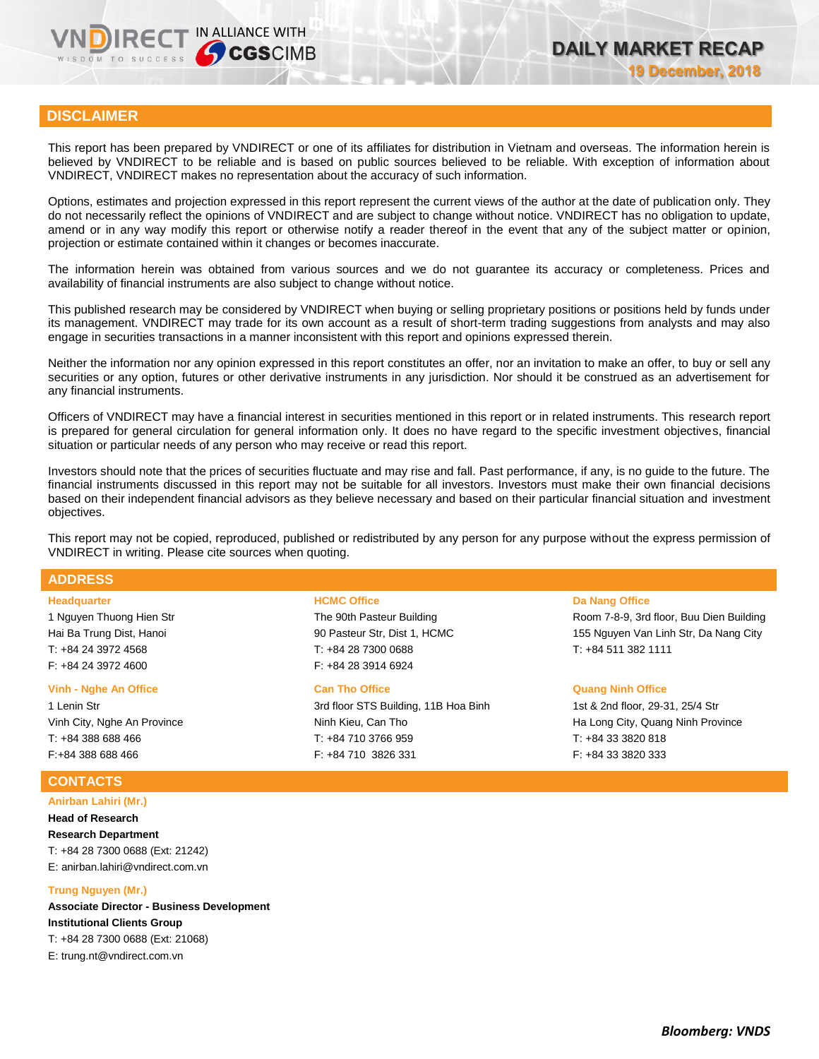# DAILY MARKET RECAP

19 December, 2018

## DISCLAIMER

This report has been prepared by VNDIRECT or one of its affiliates for distribution in Vietnam and overseas. The information herein is believed by VNDIRECT to be reliable and is based on public sources believed to be reliable. With exception of information about VNDIRECT, VNDIRECT makes no representation about the accuracy of such information.

Options, estimates and projection expressed in this report represent the current views of the author at the date of publication only. They do not necessarily reflect the opinions of VNDIRECT and are subject to change without notice. VNDIRECT has no obligation to update, amend or in any way modify this report or otherwise notify a reader thereof in the event that any of the subject matter or opinion, projection or estimate contained within it changes or becomes inaccurate.

The information herein was obtained from various sources and we do not guarantee its accuracy or completeness. Prices and availability of financial instruments are also subject to change without notice.

This published research may be considered by VNDIRECT when buying or selling proprietary positions or positions held by funds under its management. VNDIRECT may trade for its own account as a result of short-term trading suggestions from analysts and may also engage in securities transactions in a manner inconsistent with this report and opinions expressed therein.

Neither the information nor any opinion expressed in this report constitutes an offer, nor an invitation to make an offer, to buy or sell any securities or any option, futures or other derivative instruments in any jurisdiction. Nor should it be construed as an advertisement for any financial instruments.

Officers of VNDIRECT may have a financial interest in securities mentioned in this report or in related instruments. This research report is prepared for general circulation for general information only. It does no have regard to the specific investment objectives, financial situation or particular needs of any person who may receive or read this report.

Investors should note that the prices of securities fluctuate and may rise and fall. Past performance, if any, is no guide to the future. The financial instruments discussed in this report may not be suitable for all investors. Investors must make their own financial decisions based on their independent financial advisors as they believe necessary and based on their particular financial situation and investment objectives.

This report may not be copied, reproduced, published or redistributed by any person for any purpose without the express permission of VNDIRECT in writing. Please cite sources when quoting.

## ADDRESS

**Headquarter**
1 Nguyen Thuong Hien Str
Hai Ba Trung Dist, Hanoi
T: +84 24 3972 4568
F: +84 24 3972 4600

**HCMC Office**
The 90th Pasteur Building
90 Pasteur Str, Dist 1, HCMC
T: +84 28 7300 0688
F: +84 28 3914 6924

**Da Nang Office**
Room 7-8-9, 3rd floor, Buu Dien Building
155 Nguyen Van Linh Str, Da Nang City
T: +84 511 382 1111

**Vinh - Nghe An Office**
1 Lenin Str
Vinh City, Nghe An Province
T: +84 388 688 466
F:+84 388 688 466

**Can Tho Office**
3rd floor STS Building, 11B Hoa Binh
Ninh Kieu, Can Tho
T: +84 710 3766 959
F: +84 710 3826 331

**Quang Ninh Office**
1st & 2nd floor, 29-31, 25/4 Str
Ha Long City, Quang Ninh Province
T: +84 33 3820 818
F: +84 33 3820 333

## CONTACTS

**Anirban Lahiri (Mr.)**
**Head of Research**
**Research Department**
T: +84 28 7300 0688 (Ext: 21242)
E: anirban.lahiri@vndirect.com.vn

**Trung Nguyen (Mr.)**
**Associate Director - Business Development**
**Institutional Clients Group**
T: +84 28 7300 0688 (Ext: 21068)
E: trung.nt@vndirect.com.vn

*Bloomberg: VNDS*